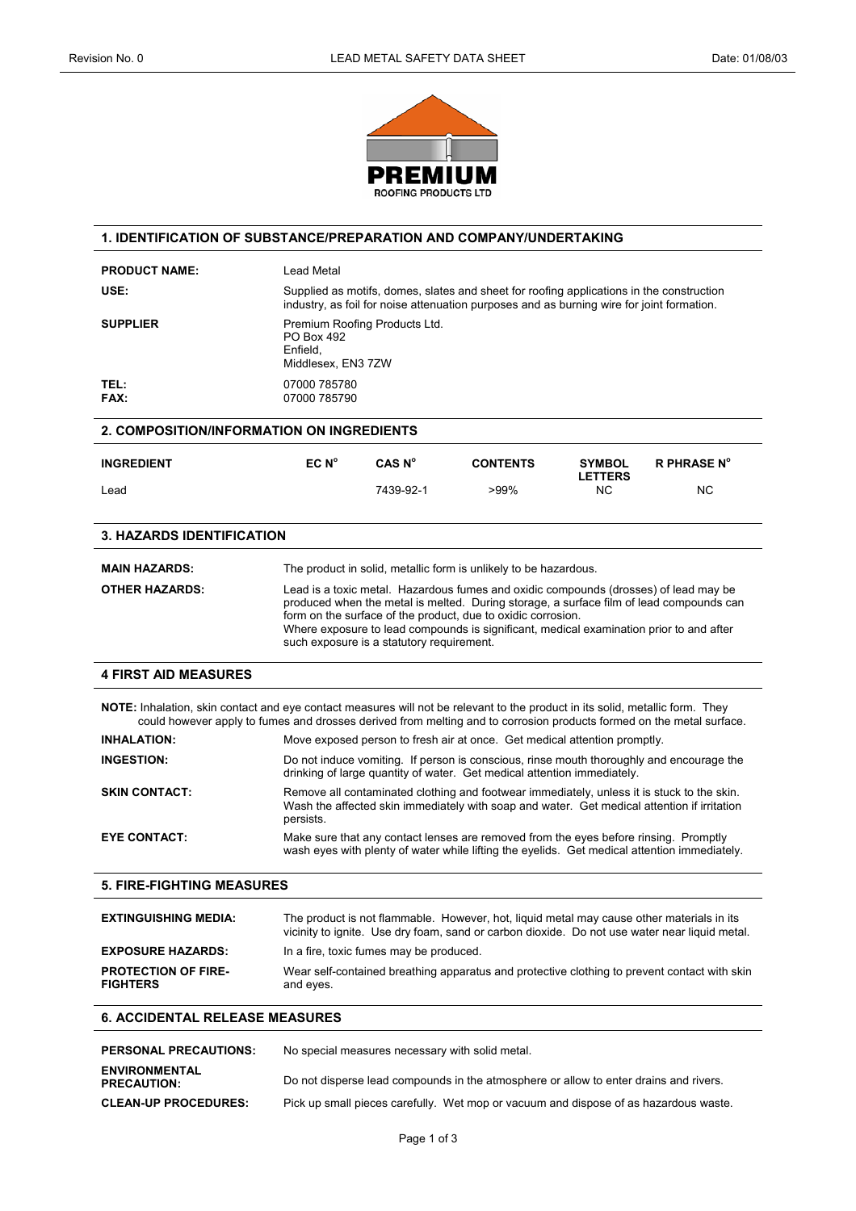PREMIUM ROOFING PRODUCTS LTD

## 1. IDENTIFICATION OF SUBSTANCE/PREPARATION AND COMPANY/UNDERTAKING

**PRODUCT NAME:** Lead Metal

**USE:** Supplied as motifs, domes, slates and sheet for roofing applications in the construction industry, as foil for noise attenuation purposes and as burning wire for joint formation.

**SUPPLIER** Premium Roofing Products Ltd.
PO Box 492
Enfield,
Middlesex, EN3 7ZW

**TEL:** 07000 785780
**FAX:** 07000 785790

## 2. COMPOSITION/INFORMATION ON INGREDIENTS

| INGREDIENT | EC N° | CAS N° | CONTENTS | SYMBOL LETTERS | R PHRASE N° |
|---|---|---|---|---|---|
| Lead | | 7439-92-1 | >99% | NC | NC |

## 3. HAZARDS IDENTIFICATION

**MAIN HAZARDS:** The product in solid, metallic form is unlikely to be hazardous.

**OTHER HAZARDS:** Lead is a toxic metal. Hazardous fumes and oxidic compounds (drosses) of lead may be produced when the metal is melted. During storage, a surface film of lead compounds can form on the surface of the product, due to oxidic corrosion.
Where exposure to lead compounds is significant, medical examination prior to and after such exposure is a statutory requirement.

## 4 FIRST AID MEASURES

**NOTE:** Inhalation, skin contact and eye contact measures will not be relevant to the product in its solid, metallic form. They could however apply to fumes and drosses derived from melting and to corrosion products formed on the metal surface.

**INHALATION:** Move exposed person to fresh air at once. Get medical attention promptly.

**INGESTION:** Do not induce vomiting. If person is conscious, rinse mouth thoroughly and encourage the drinking of large quantity of water. Get medical attention immediately.

**SKIN CONTACT:** Remove all contaminated clothing and footwear immediately, unless it is stuck to the skin. Wash the affected skin immediately with soap and water. Get medical attention if irritation persists.

**EYE CONTACT:** Make sure that any contact lenses are removed from the eyes before rinsing. Promptly wash eyes with plenty of water while lifting the eyelids. Get medical attention immediately.

## 5. FIRE-FIGHTING MEASURES

**EXTINGUISHING MEDIA:** The product is not flammable. However, hot, liquid metal may cause other materials in its vicinity to ignite. Use dry foam, sand or carbon dioxide. Do not use water near liquid metal.

**EXPOSURE HAZARDS:** In a fire, toxic fumes may be produced.

**PROTECTION OF FIRE-FIGHTERS** Wear self-contained breathing apparatus and protective clothing to prevent contact with skin and eyes.

## 6. ACCIDENTAL RELEASE MEASURES

**PERSONAL PRECAUTIONS:** No special measures necessary with solid metal.

**ENVIRONMENTAL PRECAUTION:** Do not disperse lead compounds in the atmosphere or allow to enter drains and rivers.

**CLEAN-UP PROCEDURES:** Pick up small pieces carefully. Wet mop or vacuum and dispose of as hazardous waste.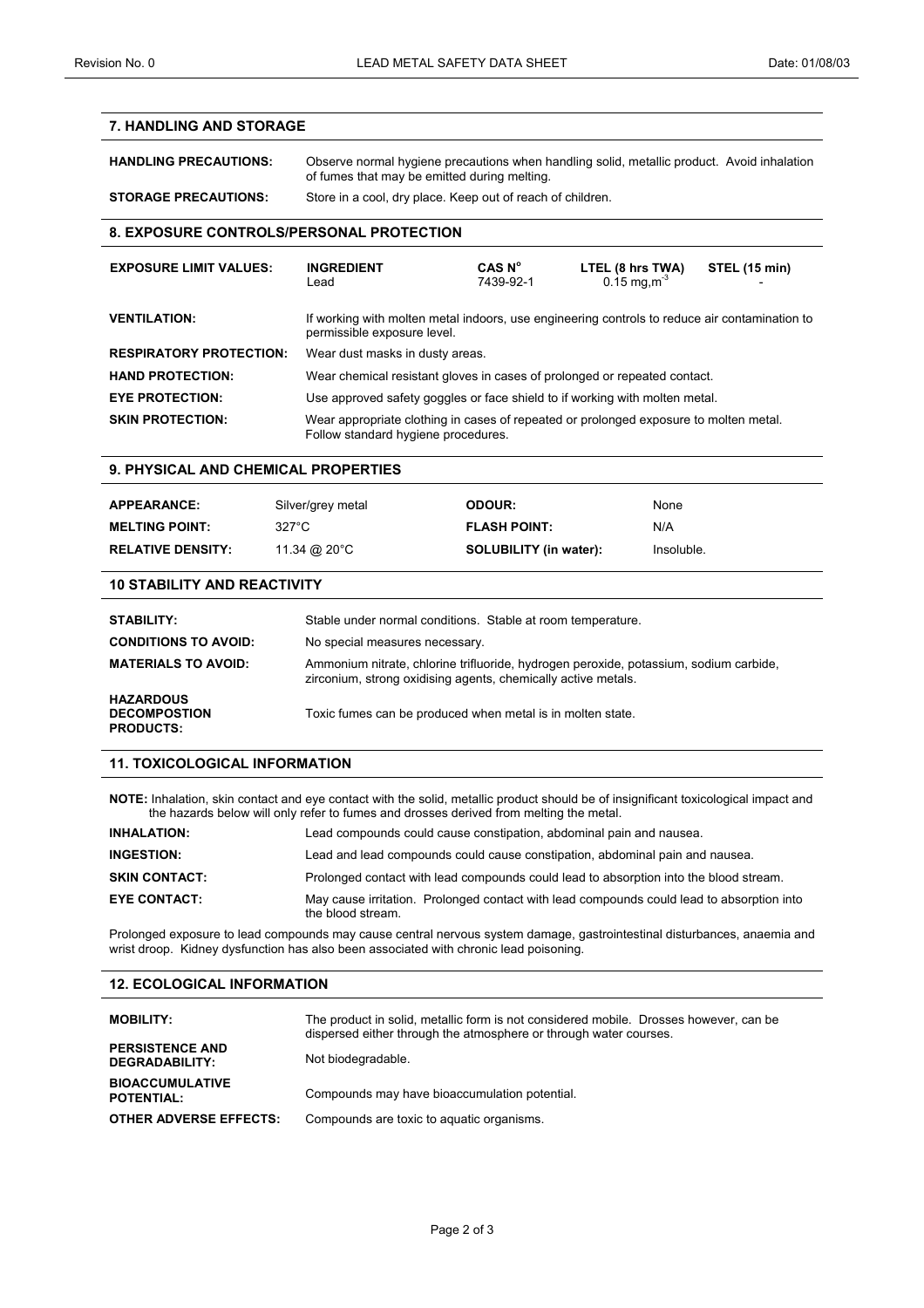## 7. HANDLING AND STORAGE

**HANDLING PRECAUTIONS:** Observe normal hygiene precautions when handling solid, metallic product. Avoid inhalation of fumes that may be emitted during melting.

**STORAGE PRECAUTIONS:** Store in a cool, dry place. Keep out of reach of children.

## 8. EXPOSURE CONTROLS/PERSONAL PROTECTION

**EXPOSURE LIMIT VALUES:**

| INGREDIENT | CAS N° | LTEL (8 hrs TWA) | STEL (15 min) |
|---|---|---|---|
| Lead | 7439-92-1 | 0.15 mg.m$^{-3}$ | - |

**VENTILATION:** If working with molten metal indoors, use engineering controls to reduce air contamination to permissible exposure level.

**RESPIRATORY PROTECTION:** Wear dust masks in dusty areas.

**HAND PROTECTION:** Wear chemical resistant gloves in cases of prolonged or repeated contact.

**EYE PROTECTION:** Use approved safety goggles or face shield to if working with molten metal.

**SKIN PROTECTION:** Wear appropriate clothing in cases of repeated or prolonged exposure to molten metal. Follow standard hygiene procedures.

## 9. PHYSICAL AND CHEMICAL PROPERTIES

| | | | |
|---|---|---|---|
| **APPEARANCE:** | Silver/grey metal | **ODOUR:** | None |
| **MELTING POINT:** | 327°C | **FLASH POINT:** | N/A |
| **RELATIVE DENSITY:** | 11.34 @ 20°C | **SOLUBILITY (in water):** | Insoluble. |

## 10 STABILITY AND REACTIVITY

**STABILITY:** Stable under normal conditions. Stable at room temperature.

**CONDITIONS TO AVOID:** No special measures necessary.

**MATERIALS TO AVOID:** Ammonium nitrate, chlorine trifluoride, hydrogen peroxide, potassium, sodium carbide, zirconium, strong oxidising agents, chemically active metals.

**HAZARDOUS DECOMPOSTION PRODUCTS:** Toxic fumes can be produced when metal is in molten state.

## 11. TOXICOLOGICAL INFORMATION

**NOTE:** Inhalation, skin contact and eye contact with the solid, metallic product should be of insignificant toxicological impact and the hazards below will only refer to fumes and drosses derived from melting the metal.

**INHALATION:** Lead compounds could cause constipation, abdominal pain and nausea.

**INGESTION:** Lead and lead compounds could cause constipation, abdominal pain and nausea.

**SKIN CONTACT:** Prolonged contact with lead compounds could lead to absorption into the blood stream.

**EYE CONTACT:** May cause irritation. Prolonged contact with lead compounds could lead to absorption into the blood stream.

Prolonged exposure to lead compounds may cause central nervous system damage, gastrointestinal disturbances, anaemia and wrist droop. Kidney dysfunction has also been associated with chronic lead poisoning.

## 12. ECOLOGICAL INFORMATION

**MOBILITY:** The product in solid, metallic form is not considered mobile. Drosses however, can be dispersed either through the atmosphere or through water courses.

**PERSISTENCE AND DEGRADABILITY:** Not biodegradable.

**BIOACCUMULATIVE POTENTIAL:** Compounds may have bioaccumulation potential.

**OTHER ADVERSE EFFECTS:** Compounds are toxic to aquatic organisms.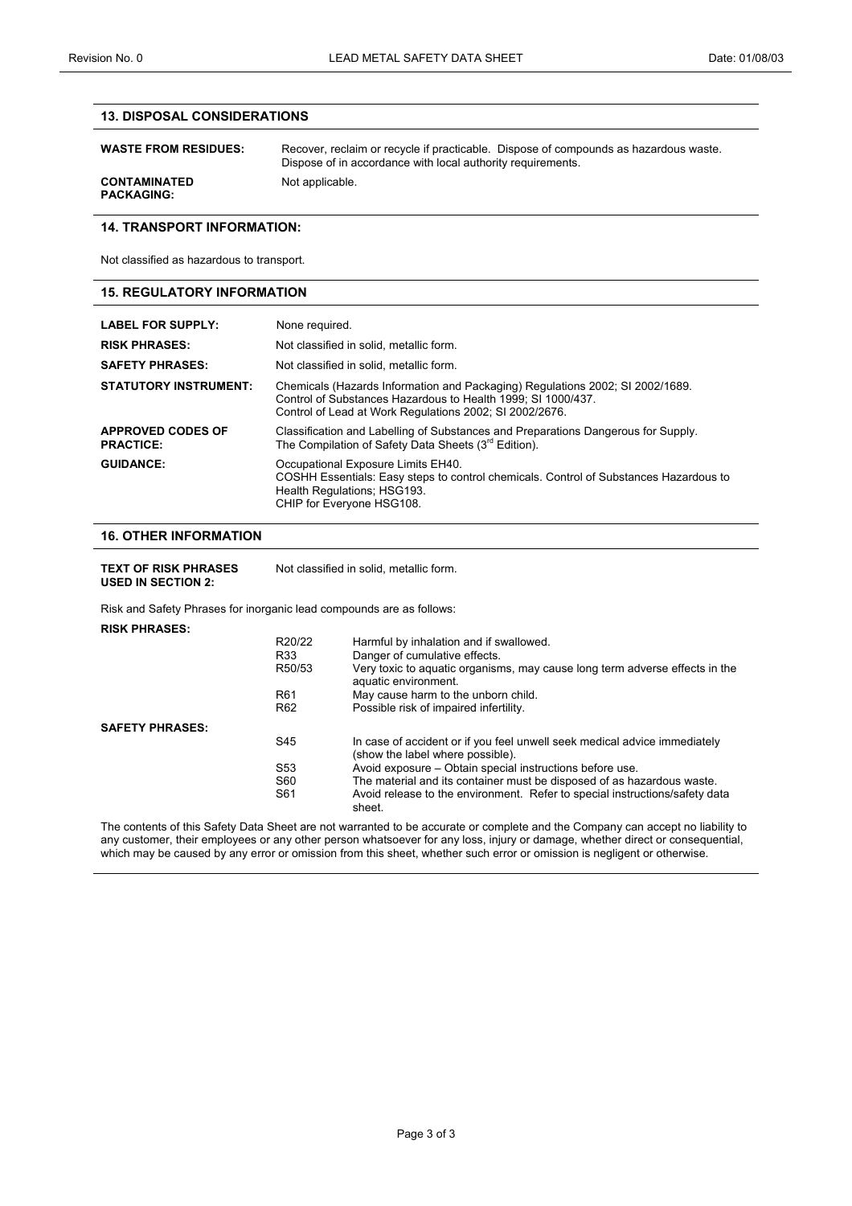## 13. DISPOSAL CONSIDERATIONS

| | |
|---|---|
| **WASTE FROM RESIDUES:** | Recover, reclaim or recycle if practicable. Dispose of compounds as hazardous waste. Dispose of in accordance with local authority requirements. |
| **CONTAMINATED PACKAGING:** | Not applicable. |

## 14. TRANSPORT INFORMATION:

Not classified as hazardous to transport.

## 15. REGULATORY INFORMATION

| | |
|---|---|
| **LABEL FOR SUPPLY:** | None required. |
| **RISK PHRASES:** | Not classified in solid, metallic form. |
| **SAFETY PHRASES:** | Not classified in solid, metallic form. |
| **STATUTORY INSTRUMENT:** | Chemicals (Hazards Information and Packaging) Regulations 2002; SI 2002/1689. Control of Substances Hazardous to Health 1999; SI 1000/437. Control of Lead at Work Regulations 2002; SI 2002/2676. |
| **APPROVED CODES OF PRACTICE:** | Classification and Labelling of Substances and Preparations Dangerous for Supply. The Compilation of Safety Data Sheets (3rd Edition). |
| **GUIDANCE:** | Occupational Exposure Limits EH40. COSHH Essentials: Easy steps to control chemicals. Control of Substances Hazardous to Health Regulations; HSG193. CHIP for Everyone HSG108. |

## 16. OTHER INFORMATION

| | |
|---|---|
| **TEXT OF RISK PHRASES USED IN SECTION 2:** | Not classified in solid, metallic form. |

Risk and Safety Phrases for inorganic lead compounds are as follows:

**RISK PHRASES:**

| | |
|---|---|
| R20/22 | Harmful by inhalation and if swallowed. |
| R33 | Danger of cumulative effects. |
| R50/53 | Very toxic to aquatic organisms, may cause long term adverse effects in the aquatic environment. |
| R61 | May cause harm to the unborn child. |
| R62 | Possible risk of impaired infertility. |

**SAFETY PHRASES:**

| | |
|---|---|
| S45 | In case of accident or if you feel unwell seek medical advice immediately (show the label where possible). |
| S53 | Avoid exposure – Obtain special instructions before use. |
| S60 | The material and its container must be disposed of as hazardous waste. |
| S61 | Avoid release to the environment. Refer to special instructions/safety data sheet. |

The contents of this Safety Data Sheet are not warranted to be accurate or complete and the Company can accept no liability to any customer, their employees or any other person whatsoever for any loss, injury or damage, whether direct or consequential, which may be caused by any error or omission from this sheet, whether such error or omission is negligent or otherwise.